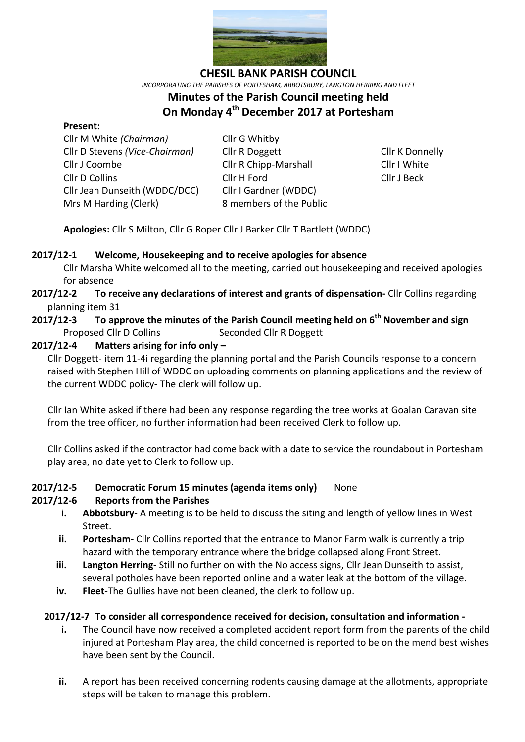# CHESIL BANK PARISH COUNCIL

*INCORPORATING THE PARISHES OF PORTESHAM, ABBOTSBURY, LANGTON HERRING AND FLEET*

## Minutes of the Parish Council meeting held On Monday 4th December 2017 at Portesham

**Present:**

| | | |
|---|---|---|
| Cllr M White *(Chairman)* | Cllr G Whitby | |
| Cllr D Stevens *(Vice-Chairman)* | Cllr R Doggett | Cllr K Donnelly |
| Cllr J Coombe | Cllr R Chipp-Marshall | Cllr I White |
| Cllr D Collins | Cllr H Ford | Cllr J Beck |
| Cllr Jean Dunseith (WDDC/DCC) | Cllr I Gardner (WDDC) | |
| Mrs M Harding (Clerk) | 8 members of the Public | |

**Apologies:** Cllr S Milton, Cllr G Roper Cllr J Barker Cllr T Bartlett (WDDC)

**2017/12-1 Welcome, Housekeeping and to receive apologies for absence**

Cllr Marsha White welcomed all to the meeting, carried out housekeeping and received apologies for absence

**2017/12-2 To receive any declarations of interest and grants of dispensation-** Cllr Collins regarding planning item 31

**2017/12-3 To approve the minutes of the Parish Council meeting held on 6th November and sign**

Proposed Cllr D Collins Seconded Cllr R Doggett

**2017/12-4 Matters arising for info only –**

Cllr Doggett- item 11-4i regarding the planning portal and the Parish Councils response to a concern raised with Stephen Hill of WDDC on uploading comments on planning applications and the review of the current WDDC policy- The clerk will follow up.

Cllr Ian White asked if there had been any response regarding the tree works at Goalan Caravan site from the tree officer, no further information had been received Clerk to follow up.

Cllr Collins asked if the contractor had come back with a date to service the roundabout in Portesham play area, no date yet to Clerk to follow up.

**2017/12-5 Democratic Forum 15 minutes (agenda items only)** None

**2017/12-6 Reports from the Parishes**

i. **Abbotsbury-** A meeting is to be held to discuss the siting and length of yellow lines in West Street.
ii. **Portesham-** Cllr Collins reported that the entrance to Manor Farm walk is currently a trip hazard with the temporary entrance where the bridge collapsed along Front Street.
iii. **Langton Herring-** Still no further on with the No access signs, Cllr Jean Dunseith to assist, several potholes have been reported online and a water leak at the bottom of the village.
iv. **Fleet-**The Gullies have not been cleaned, the clerk to follow up.

**2017/12-7 To consider all correspondence received for decision, consultation and information -**

i. The Council have now received a completed accident report form from the parents of the child injured at Portesham Play area, the child concerned is reported to be on the mend best wishes have been sent by the Council.

ii. A report has been received concerning rodents causing damage at the allotments, appropriate steps will be taken to manage this problem.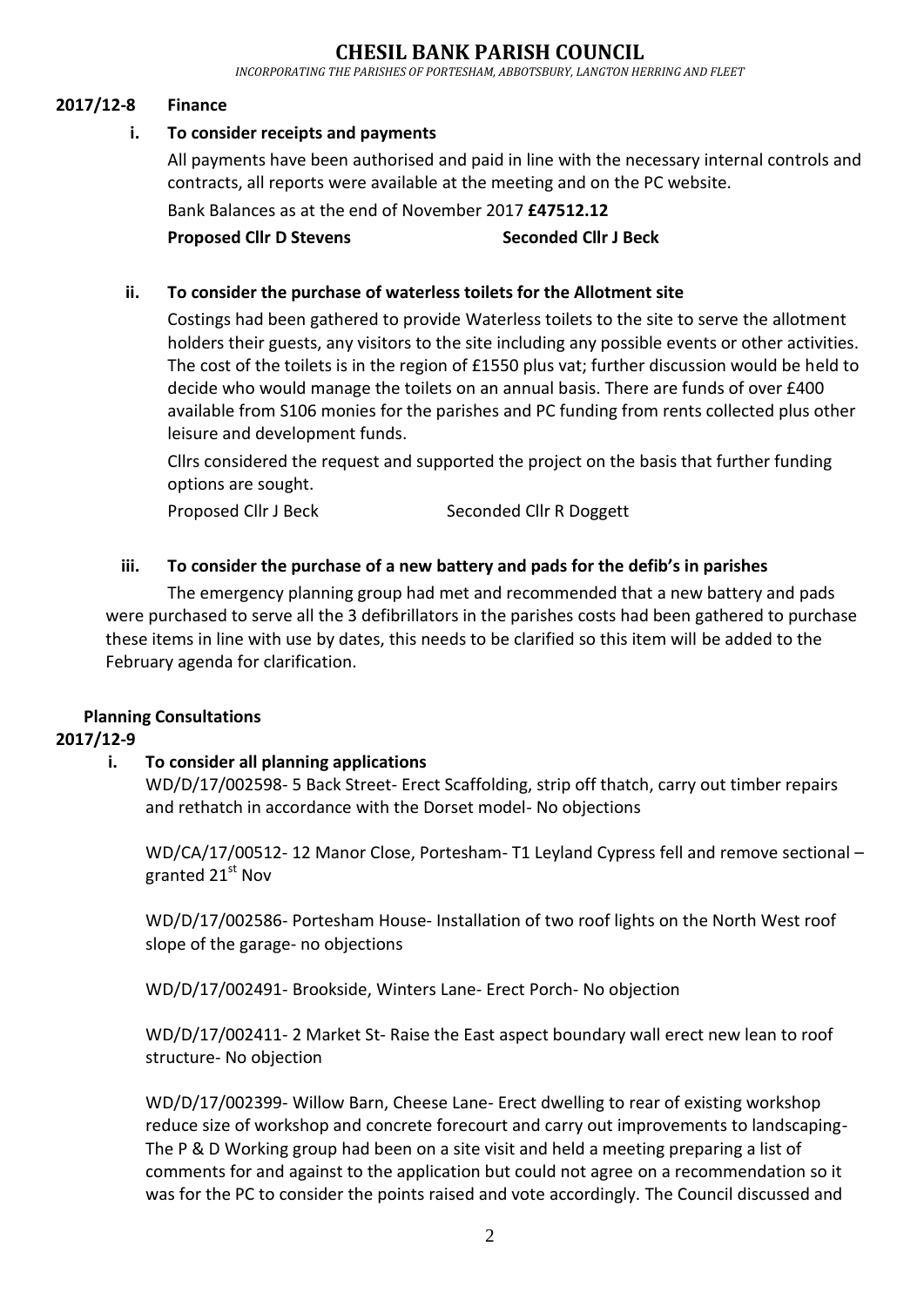**2017/12-8 Finance**

**i. To consider receipts and payments**

All payments have been authorised and paid in line with the necessary internal controls and contracts, all reports were available at the meeting and on the PC website.

Bank Balances as at the end of November 2017 **£47512.12**

**Proposed Cllr D Stevens** **Seconded Cllr J Beck**

**ii. To consider the purchase of waterless toilets for the Allotment site**

Costings had been gathered to provide Waterless toilets to the site to serve the allotment holders their guests, any visitors to the site including any possible events or other activities. The cost of the toilets is in the region of £1550 plus vat; further discussion would be held to decide who would manage the toilets on an annual basis. There are funds of over £400 available from S106 monies for the parishes and PC funding from rents collected plus other leisure and development funds.

Cllrs considered the request and supported the project on the basis that further funding options are sought.

Proposed Cllr J Beck Seconded Cllr R Doggett

**iii. To consider the purchase of a new battery and pads for the defib's in parishes**

The emergency planning group had met and recommended that a new battery and pads were purchased to serve all the 3 defibrillators in the parishes costs had been gathered to purchase these items in line with use by dates, this needs to be clarified so this item will be added to the February agenda for clarification.

**Planning Consultations**

**2017/12-9**

**i. To consider all planning applications**

WD/D/17/002598- 5 Back Street- Erect Scaffolding, strip off thatch, carry out timber repairs and rethatch in accordance with the Dorset model- No objections

WD/CA/17/00512- 12 Manor Close, Portesham- T1 Leyland Cypress fell and remove sectional – granted 21st Nov

WD/D/17/002586- Portesham House- Installation of two roof lights on the North West roof slope of the garage- no objections

WD/D/17/002491- Brookside, Winters Lane- Erect Porch- No objection

WD/D/17/002411- 2 Market St- Raise the East aspect boundary wall erect new lean to roof structure- No objection

WD/D/17/002399- Willow Barn, Cheese Lane- Erect dwelling to rear of existing workshop reduce size of workshop and concrete forecourt and carry out improvements to landscaping- The P & D Working group had been on a site visit and held a meeting preparing a list of comments for and against to the application but could not agree on a recommendation so it was for the PC to consider the points raised and vote accordingly. The Council discussed and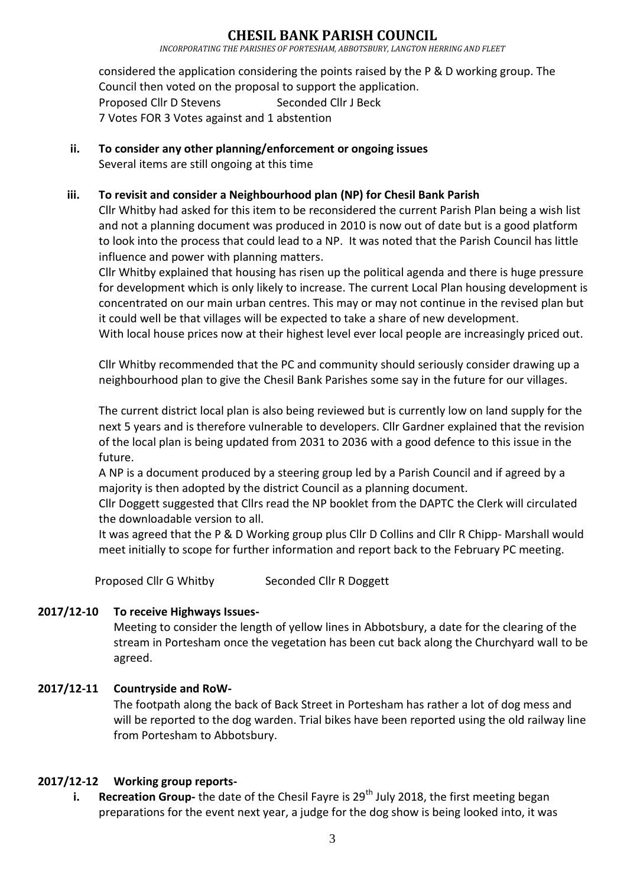considered the application considering the points raised by the P & D working group. The Council then voted on the proposal to support the application.

Proposed Cllr D Stevens  Seconded Cllr J Beck

7 Votes FOR 3 Votes against and 1 abstention

**ii. To consider any other planning/enforcement or ongoing issues**

Several items are still ongoing at this time

**iii. To revisit and consider a Neighbourhood plan (NP) for Chesil Bank Parish**

Cllr Whitby had asked for this item to be reconsidered the current Parish Plan being a wish list and not a planning document was produced in 2010 is now out of date but is a good platform to look into the process that could lead to a NP. It was noted that the Parish Council has little influence and power with planning matters.

Cllr Whitby explained that housing has risen up the political agenda and there is huge pressure for development which is only likely to increase. The current Local Plan housing development is concentrated on our main urban centres. This may or may not continue in the revised plan but it could well be that villages will be expected to take a share of new development.

With local house prices now at their highest level ever local people are increasingly priced out.

Cllr Whitby recommended that the PC and community should seriously consider drawing up a neighbourhood plan to give the Chesil Bank Parishes some say in the future for our villages.

The current district local plan is also being reviewed but is currently low on land supply for the next 5 years and is therefore vulnerable to developers. Cllr Gardner explained that the revision of the local plan is being updated from 2031 to 2036 with a good defence to this issue in the future.

A NP is a document produced by a steering group led by a Parish Council and if agreed by a majority is then adopted by the district Council as a planning document.

Cllr Doggett suggested that Cllrs read the NP booklet from the DAPTC the Clerk will circulated the downloadable version to all.

It was agreed that the P & D Working group plus Cllr D Collins and Cllr R Chipp- Marshall would meet initially to scope for further information and report back to the February PC meeting.

Proposed Cllr G Whitby  Seconded Cllr R Doggett

**2017/12-10 To receive Highways Issues-**

Meeting to consider the length of yellow lines in Abbotsbury, a date for the clearing of the stream in Portesham once the vegetation has been cut back along the Churchyard wall to be agreed.

**2017/12-11 Countryside and RoW-**

The footpath along the back of Back Street in Portesham has rather a lot of dog mess and will be reported to the dog warden. Trial bikes have been reported using the old railway line from Portesham to Abbotsbury.

**2017/12-12 Working group reports-**

**i. Recreation Group-** the date of the Chesil Fayre is 29th July 2018, the first meeting began preparations for the event next year, a judge for the dog show is being looked into, it was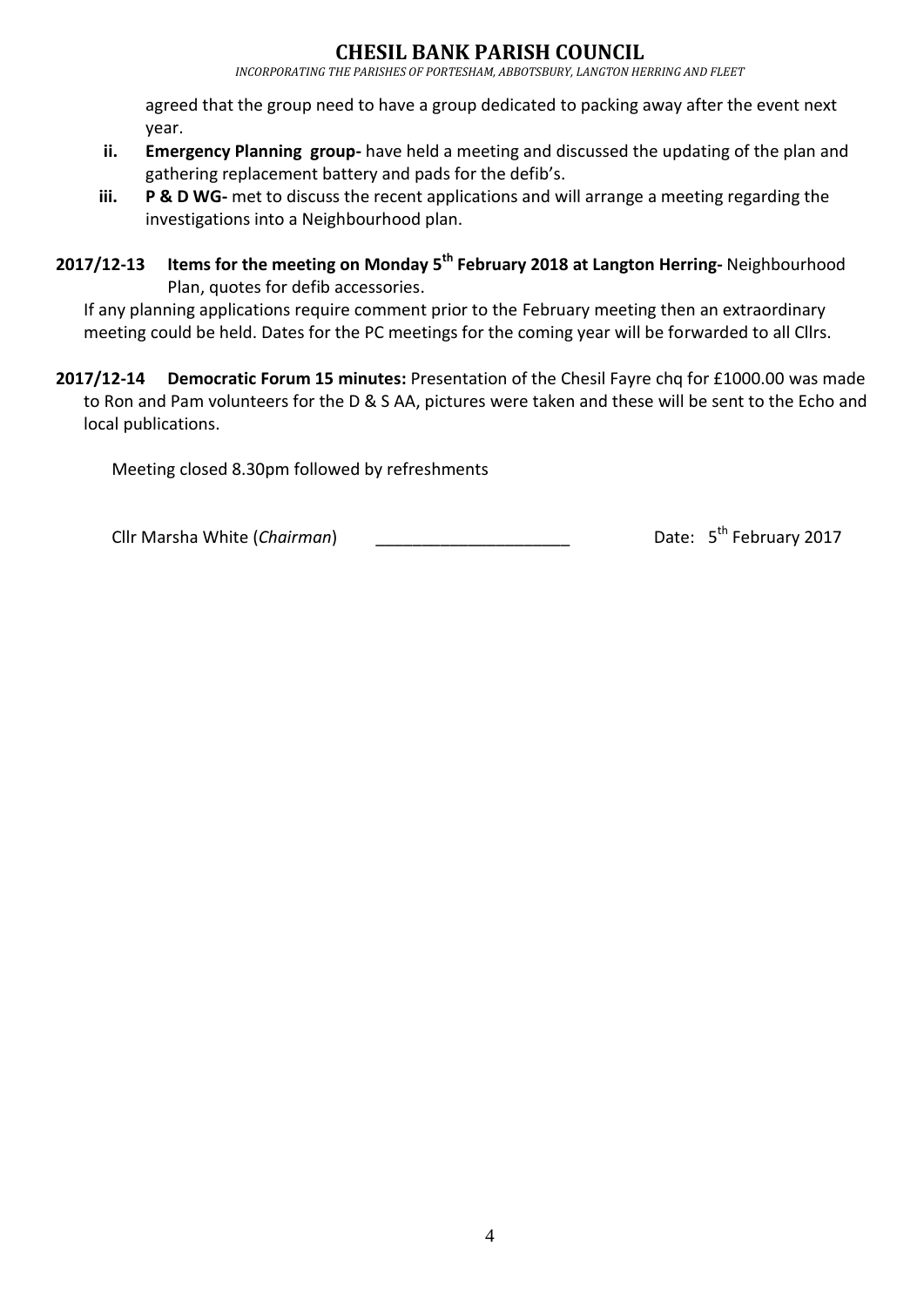agreed that the group need to have a group dedicated to packing away after the event next year.

ii. **Emergency Planning group-** have held a meeting and discussed the updating of the plan and gathering replacement battery and pads for the defib's.

iii. **P & D WG-** met to discuss the recent applications and will arrange a meeting regarding the investigations into a Neighbourhood plan.

**2017/12-13 Items for the meeting on Monday 5th February 2018 at Langton Herring-** Neighbourhood Plan, quotes for defib accessories.

If any planning applications require comment prior to the February meeting then an extraordinary meeting could be held. Dates for the PC meetings for the coming year will be forwarded to all Cllrs.

**2017/12-14 Democratic Forum 15 minutes:** Presentation of the Chesil Fayre chq for £1000.00 was made to Ron and Pam volunteers for the D & S AA, pictures were taken and these will be sent to the Echo and local publications.

Meeting closed 8.30pm followed by refreshments

Cllr Marsha White (*Chairman*) _____________________ Date: 5th February 2017